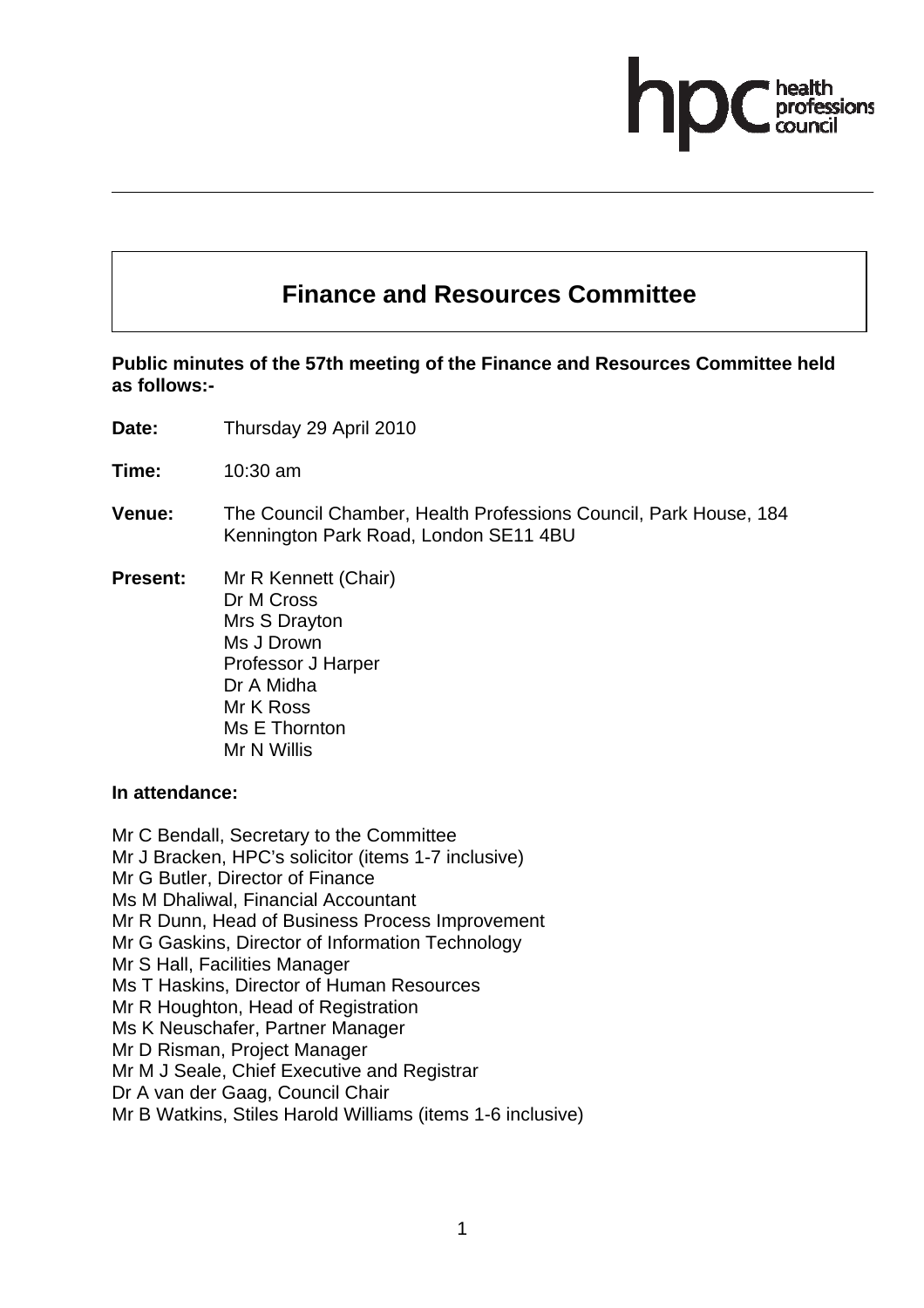hpc health professions council

# Finance and Resources Committee

**Public minutes of the 57th meeting of the Finance and Resources Committee held as follows:-**

**Date:** Thursday 29 April 2010

**Time:** 10:30 am

**Venue:** The Council Chamber, Health Professions Council, Park House, 184 Kennington Park Road, London SE11 4BU

**Present:** Mr R Kennett (Chair)
Dr M Cross
Mrs S Drayton
Ms J Drown
Professor J Harper
Dr A Midha
Mr K Ross
Ms E Thornton
Mr N Willis

**In attendance:**

Mr C Bendall, Secretary to the Committee
Mr J Bracken, HPC's solicitor (items 1-7 inclusive)
Mr G Butler, Director of Finance
Ms M Dhaliwal, Financial Accountant
Mr R Dunn, Head of Business Process Improvement
Mr G Gaskins, Director of Information Technology
Mr S Hall, Facilities Manager
Ms T Haskins, Director of Human Resources
Mr R Houghton, Head of Registration
Ms K Neuschafer, Partner Manager
Mr D Risman, Project Manager
Mr M J Seale, Chief Executive and Registrar
Dr A van der Gaag, Council Chair
Mr B Watkins, Stiles Harold Williams (items 1-6 inclusive)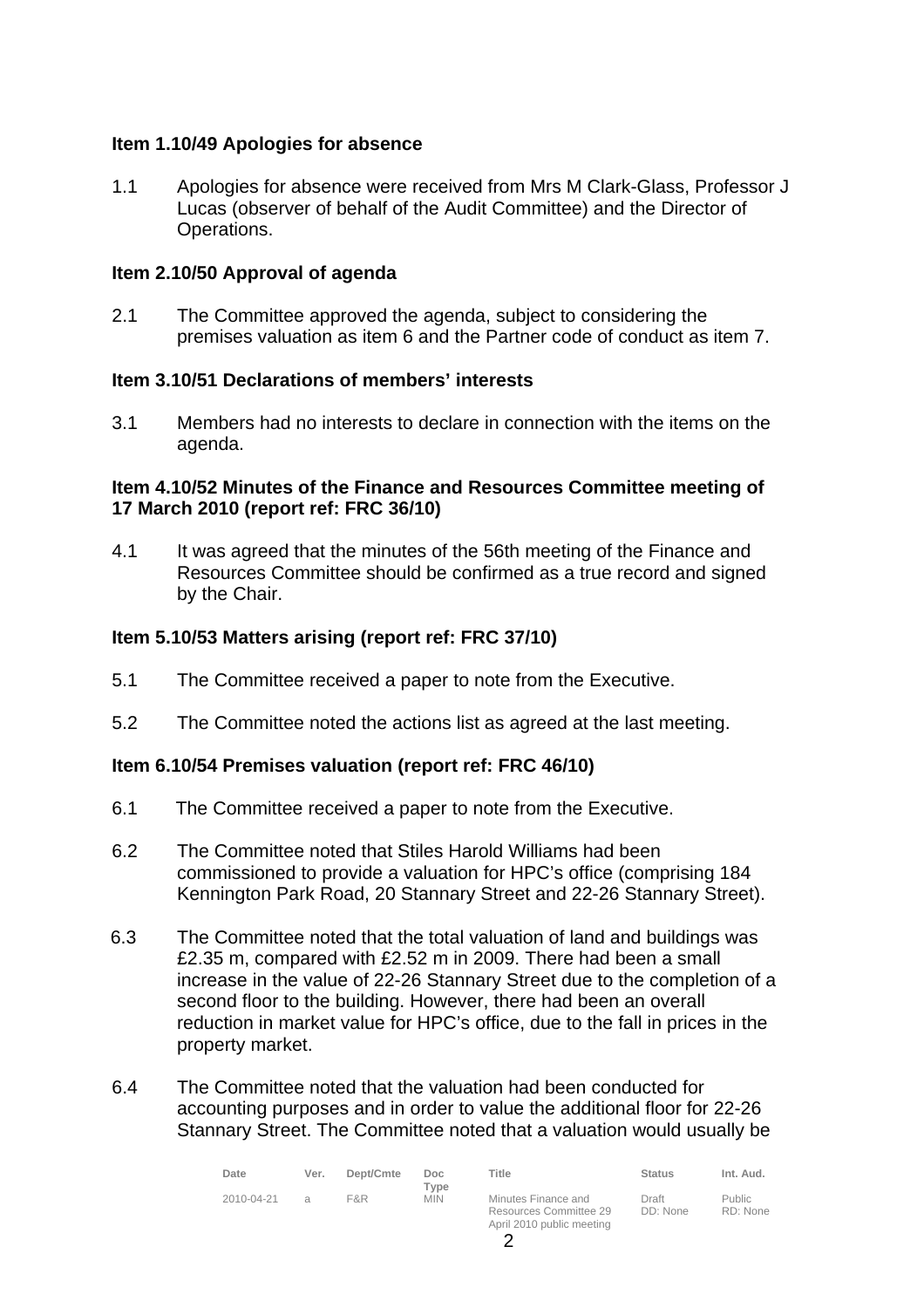**Item 1.10/49 Apologies for absence**

1.1 Apologies for absence were received from Mrs M Clark-Glass, Professor J Lucas (observer of behalf of the Audit Committee) and the Director of Operations.

**Item 2.10/50 Approval of agenda**

2.1 The Committee approved the agenda, subject to considering the premises valuation as item 6 and the Partner code of conduct as item 7.

**Item 3.10/51 Declarations of members' interests**

3.1 Members had no interests to declare in connection with the items on the agenda.

**Item 4.10/52 Minutes of the Finance and Resources Committee meeting of 17 March 2010 (report ref: FRC 36/10)**

4.1 It was agreed that the minutes of the 56th meeting of the Finance and Resources Committee should be confirmed as a true record and signed by the Chair.

**Item 5.10/53 Matters arising (report ref: FRC 37/10)**

5.1 The Committee received a paper to note from the Executive.

5.2 The Committee noted the actions list as agreed at the last meeting.

**Item 6.10/54 Premises valuation (report ref: FRC 46/10)**

6.1 The Committee received a paper to note from the Executive.

6.2 The Committee noted that Stiles Harold Williams had been commissioned to provide a valuation for HPC's office (comprising 184 Kennington Park Road, 20 Stannary Street and 22-26 Stannary Street).

6.3 The Committee noted that the total valuation of land and buildings was £2.35 m, compared with £2.52 m in 2009. There had been a small increase in the value of 22-26 Stannary Street due to the completion of a second floor to the building. However, there had been an overall reduction in market value for HPC's office, due to the fall in prices in the property market.

6.4 The Committee noted that the valuation had been conducted for accounting purposes and in order to value the additional floor for 22-26 Stannary Street. The Committee noted that a valuation would usually be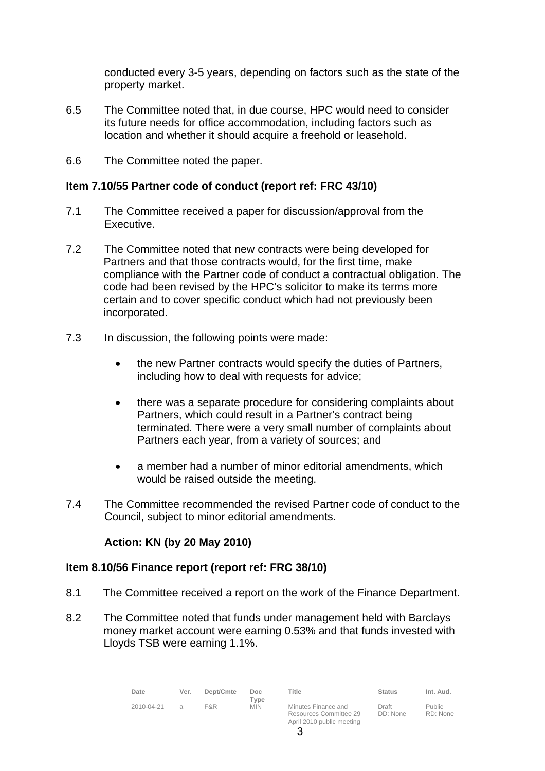conducted every 3-5 years, depending on factors such as the state of the property market.

6.5 The Committee noted that, in due course, HPC would need to consider its future needs for office accommodation, including factors such as location and whether it should acquire a freehold or leasehold.

6.6 The Committee noted the paper.

**Item 7.10/55 Partner code of conduct (report ref: FRC 43/10)**

7.1 The Committee received a paper for discussion/approval from the Executive.

7.2 The Committee noted that new contracts were being developed for Partners and that those contracts would, for the first time, make compliance with the Partner code of conduct a contractual obligation. The code had been revised by the HPC's solicitor to make its terms more certain and to cover specific conduct which had not previously been incorporated.

7.3 In discussion, the following points were made:

- the new Partner contracts would specify the duties of Partners, including how to deal with requests for advice;
- there was a separate procedure for considering complaints about Partners, which could result in a Partner's contract being terminated. There were a very small number of complaints about Partners each year, from a variety of sources; and
- a member had a number of minor editorial amendments, which would be raised outside the meeting.

7.4 The Committee recommended the revised Partner code of conduct to the Council, subject to minor editorial amendments.

**Action: KN (by 20 May 2010)**

**Item 8.10/56 Finance report (report ref: FRC 38/10)**

8.1 The Committee received a report on the work of the Finance Department.

8.2 The Committee noted that funds under management held with Barclays money market account were earning 0.53% and that funds invested with Lloyds TSB were earning 1.1%.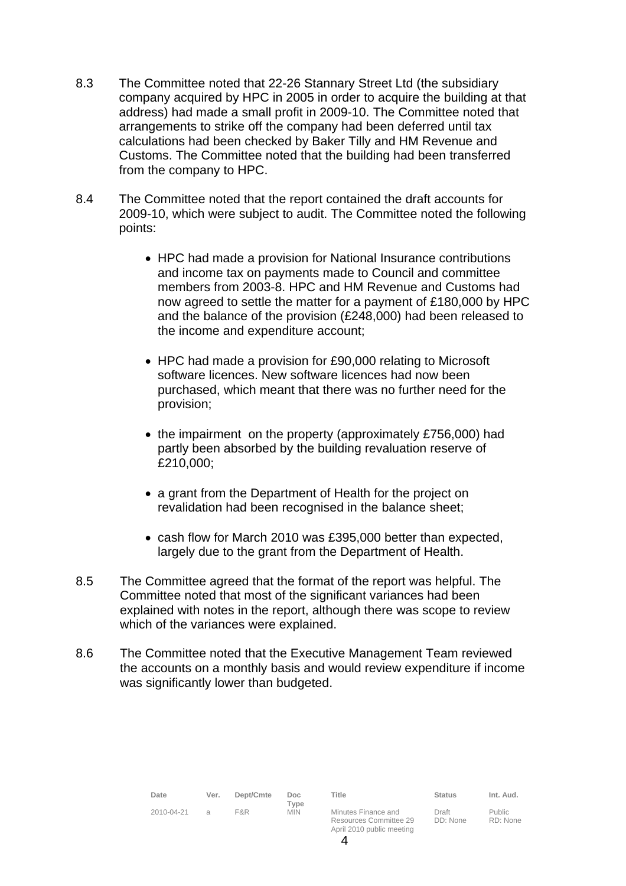8.3 The Committee noted that 22-26 Stannary Street Ltd (the subsidiary company acquired by HPC in 2005 in order to acquire the building at that address) had made a small profit in 2009-10. The Committee noted that arrangements to strike off the company had been deferred until tax calculations had been checked by Baker Tilly and HM Revenue and Customs. The Committee noted that the building had been transferred from the company to HPC.

8.4 The Committee noted that the report contained the draft accounts for 2009-10, which were subject to audit. The Committee noted the following points:

- HPC had made a provision for National Insurance contributions and income tax on payments made to Council and committee members from 2003-8. HPC and HM Revenue and Customs had now agreed to settle the matter for a payment of £180,000 by HPC and the balance of the provision (£248,000) had been released to the income and expenditure account;

- HPC had made a provision for £90,000 relating to Microsoft software licences. New software licences had now been purchased, which meant that there was no further need for the provision;

- the impairment on the property (approximately £756,000) had partly been absorbed by the building revaluation reserve of £210,000;

- a grant from the Department of Health for the project on revalidation had been recognised in the balance sheet;

- cash flow for March 2010 was £395,000 better than expected, largely due to the grant from the Department of Health.

8.5 The Committee agreed that the format of the report was helpful. The Committee noted that most of the significant variances had been explained with notes in the report, although there was scope to review which of the variances were explained.

8.6 The Committee noted that the Executive Management Team reviewed the accounts on a monthly basis and would review expenditure if income was significantly lower than budgeted.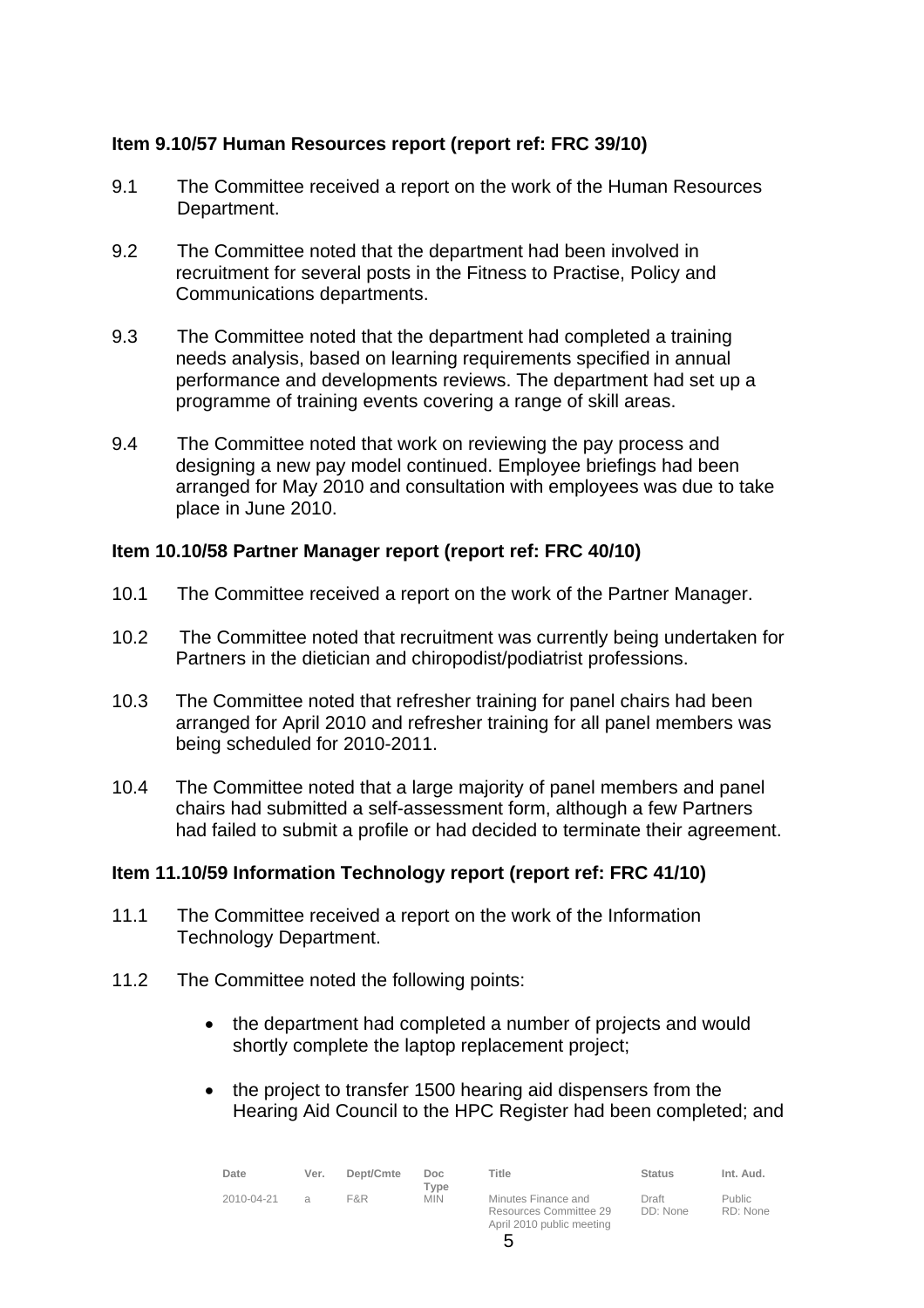**Item 9.10/57 Human Resources report (report ref: FRC 39/10)**

9.1 The Committee received a report on the work of the Human Resources Department.

9.2 The Committee noted that the department had been involved in recruitment for several posts in the Fitness to Practise, Policy and Communications departments.

9.3 The Committee noted that the department had completed a training needs analysis, based on learning requirements specified in annual performance and developments reviews. The department had set up a programme of training events covering a range of skill areas.

9.4 The Committee noted that work on reviewing the pay process and designing a new pay model continued. Employee briefings had been arranged for May 2010 and consultation with employees was due to take place in June 2010.

**Item 10.10/58 Partner Manager report (report ref: FRC 40/10)**

10.1 The Committee received a report on the work of the Partner Manager.

10.2 The Committee noted that recruitment was currently being undertaken for Partners in the dietician and chiropodist/podiatrist professions.

10.3 The Committee noted that refresher training for panel chairs had been arranged for April 2010 and refresher training for all panel members was being scheduled for 2010-2011.

10.4 The Committee noted that a large majority of panel members and panel chairs had submitted a self-assessment form, although a few Partners had failed to submit a profile or had decided to terminate their agreement.

**Item 11.10/59 Information Technology report (report ref: FRC 41/10)**

11.1 The Committee received a report on the work of the Information Technology Department.

11.2 The Committee noted the following points:

- the department had completed a number of projects and would shortly complete the laptop replacement project;
- the project to transfer 1500 hearing aid dispensers from the Hearing Aid Council to the HPC Register had been completed; and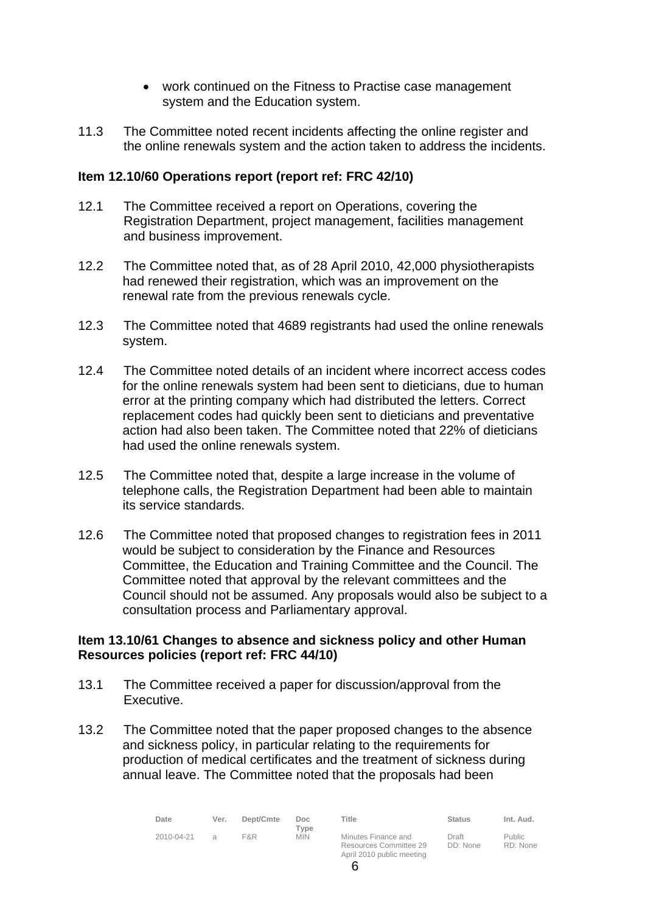- work continued on the Fitness to Practise case management system and the Education system.

11.3 The Committee noted recent incidents affecting the online register and the online renewals system and the action taken to address the incidents.

**Item 12.10/60 Operations report (report ref: FRC 42/10)**

12.1 The Committee received a report on Operations, covering the Registration Department, project management, facilities management and business improvement.

12.2 The Committee noted that, as of 28 April 2010, 42,000 physiotherapists had renewed their registration, which was an improvement on the renewal rate from the previous renewals cycle.

12.3 The Committee noted that 4689 registrants had used the online renewals system.

12.4 The Committee noted details of an incident where incorrect access codes for the online renewals system had been sent to dieticians, due to human error at the printing company which had distributed the letters. Correct replacement codes had quickly been sent to dieticians and preventative action had also been taken. The Committee noted that 22% of dieticians had used the online renewals system.

12.5 The Committee noted that, despite a large increase in the volume of telephone calls, the Registration Department had been able to maintain its service standards.

12.6 The Committee noted that proposed changes to registration fees in 2011 would be subject to consideration by the Finance and Resources Committee, the Education and Training Committee and the Council. The Committee noted that approval by the relevant committees and the Council should not be assumed. Any proposals would also be subject to a consultation process and Parliamentary approval.

**Item 13.10/61 Changes to absence and sickness policy and other Human Resources policies (report ref: FRC 44/10)**

13.1 The Committee received a paper for discussion/approval from the Executive.

13.2 The Committee noted that the paper proposed changes to the absence and sickness policy, in particular relating to the requirements for production of medical certificates and the treatment of sickness during annual leave. The Committee noted that the proposals had been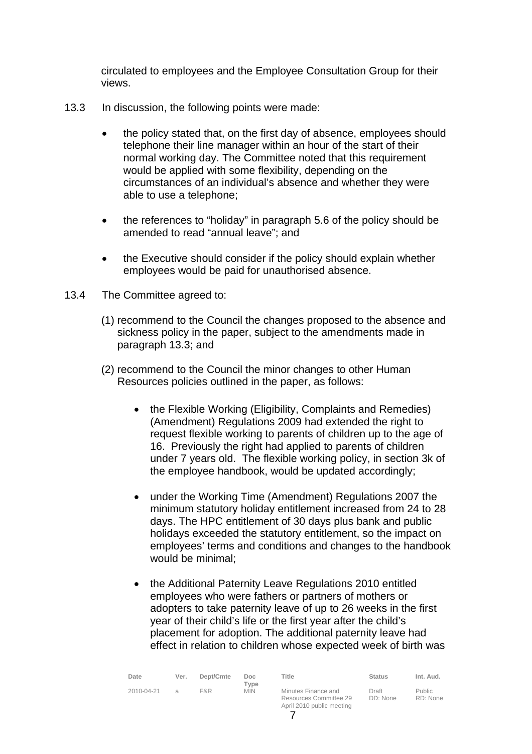circulated to employees and the Employee Consultation Group for their views.

13.3 In discussion, the following points were made:

- the policy stated that, on the first day of absence, employees should telephone their line manager within an hour of the start of their normal working day. The Committee noted that this requirement would be applied with some flexibility, depending on the circumstances of an individual's absence and whether they were able to use a telephone;

- the references to "holiday" in paragraph 5.6 of the policy should be amended to read "annual leave"; and

- the Executive should consider if the policy should explain whether employees would be paid for unauthorised absence.

13.4 The Committee agreed to:

(1) recommend to the Council the changes proposed to the absence and sickness policy in the paper, subject to the amendments made in paragraph 13.3; and

(2) recommend to the Council the minor changes to other Human Resources policies outlined in the paper, as follows:

- the Flexible Working (Eligibility, Complaints and Remedies) (Amendment) Regulations 2009 had extended the right to request flexible working to parents of children up to the age of 16. Previously the right had applied to parents of children under 7 years old. The flexible working policy, in section 3k of the employee handbook, would be updated accordingly;

- under the Working Time (Amendment) Regulations 2007 the minimum statutory holiday entitlement increased from 24 to 28 days. The HPC entitlement of 30 days plus bank and public holidays exceeded the statutory entitlement, so the impact on employees' terms and conditions and changes to the handbook would be minimal;

- the Additional Paternity Leave Regulations 2010 entitled employees who were fathers or partners of mothers or adopters to take paternity leave of up to 26 weeks in the first year of their child's life or the first year after the child's placement for adoption. The additional paternity leave had effect in relation to children whose expected week of birth was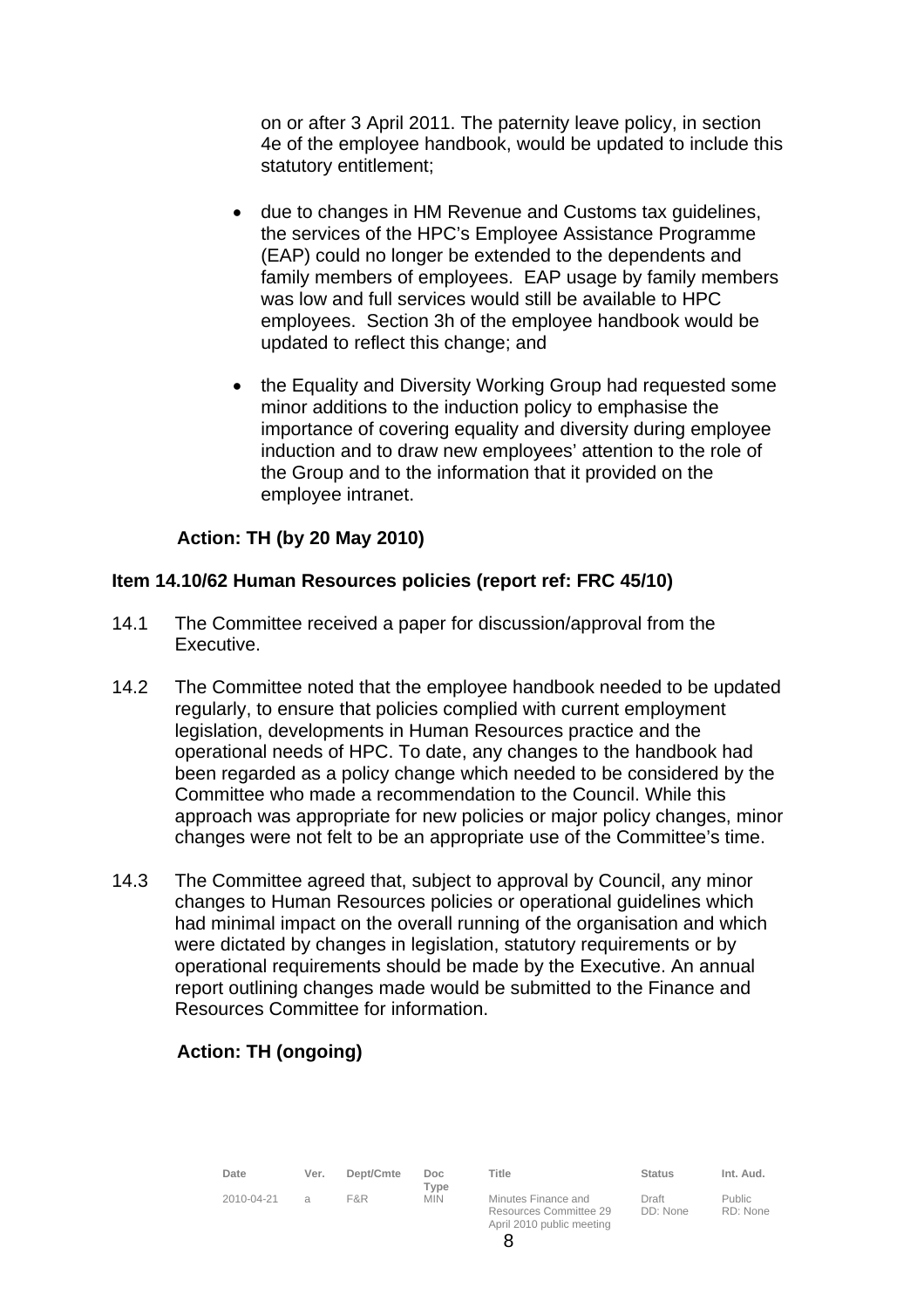on or after 3 April 2011. The paternity leave policy, in section 4e of the employee handbook, would be updated to include this statutory entitlement;

- due to changes in HM Revenue and Customs tax guidelines, the services of the HPC's Employee Assistance Programme (EAP) could no longer be extended to the dependents and family members of employees. EAP usage by family members was low and full services would still be available to HPC employees. Section 3h of the employee handbook would be updated to reflect this change; and

- the Equality and Diversity Working Group had requested some minor additions to the induction policy to emphasise the importance of covering equality and diversity during employee induction and to draw new employees' attention to the role of the Group and to the information that it provided on the employee intranet.

**Action: TH (by 20 May 2010)**

**Item 14.10/62 Human Resources policies (report ref: FRC 45/10)**

14.1 The Committee received a paper for discussion/approval from the Executive.

14.2 The Committee noted that the employee handbook needed to be updated regularly, to ensure that policies complied with current employment legislation, developments in Human Resources practice and the operational needs of HPC. To date, any changes to the handbook had been regarded as a policy change which needed to be considered by the Committee who made a recommendation to the Council. While this approach was appropriate for new policies or major policy changes, minor changes were not felt to be an appropriate use of the Committee's time.

14.3 The Committee agreed that, subject to approval by Council, any minor changes to Human Resources policies or operational guidelines which had minimal impact on the overall running of the organisation and which were dictated by changes in legislation, statutory requirements or by operational requirements should be made by the Executive. An annual report outlining changes made would be submitted to the Finance and Resources Committee for information.

**Action: TH (ongoing)**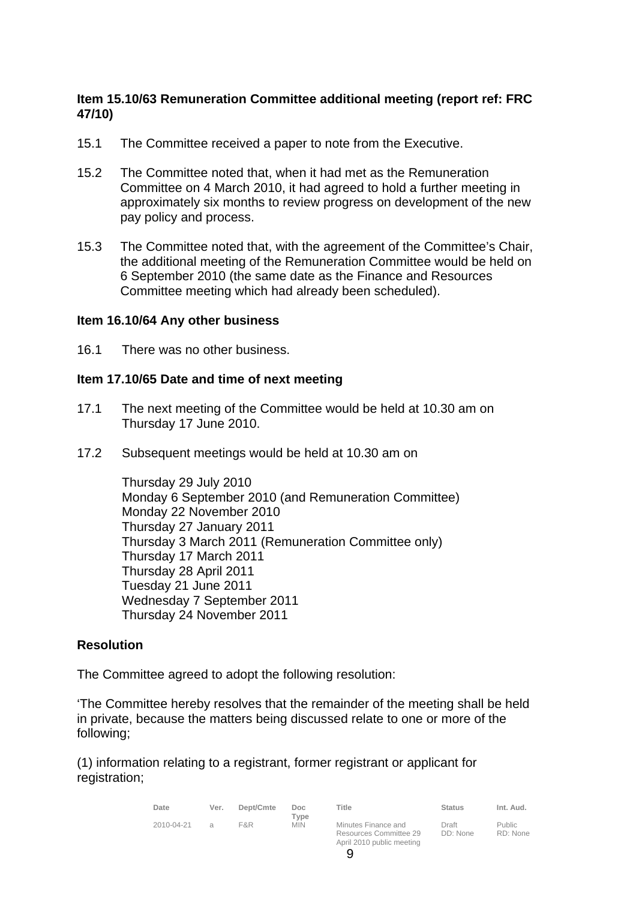**Item 15.10/63 Remuneration Committee additional meeting (report ref: FRC 47/10)**

15.1 The Committee received a paper to note from the Executive.

15.2 The Committee noted that, when it had met as the Remuneration Committee on 4 March 2010, it had agreed to hold a further meeting in approximately six months to review progress on development of the new pay policy and process.

15.3 The Committee noted that, with the agreement of the Committee's Chair, the additional meeting of the Remuneration Committee would be held on 6 September 2010 (the same date as the Finance and Resources Committee meeting which had already been scheduled).

**Item 16.10/64 Any other business**

16.1 There was no other business.

**Item 17.10/65 Date and time of next meeting**

17.1 The next meeting of the Committee would be held at 10.30 am on Thursday 17 June 2010.

17.2 Subsequent meetings would be held at 10.30 am on

Thursday 29 July 2010
Monday 6 September 2010 (and Remuneration Committee)
Monday 22 November 2010
Thursday 27 January 2011
Thursday 3 March 2011 (Remuneration Committee only)
Thursday 17 March 2011
Thursday 28 April 2011
Tuesday 21 June 2011
Wednesday 7 September 2011
Thursday 24 November 2011

**Resolution**

The Committee agreed to adopt the following resolution:

'The Committee hereby resolves that the remainder of the meeting shall be held in private, because the matters being discussed relate to one or more of the following;

(1) information relating to a registrant, former registrant or applicant for registration;

| Date | Ver. | Dept/Cmte | Doc Type | Title | Status | Int. Aud. |
|---|---|---|---|---|---|---|
| 2010-04-21 | a | F&R | MIN | Minutes Finance and Resources Committee 29 April 2010 public meeting | Draft DD: None | Public RD: None |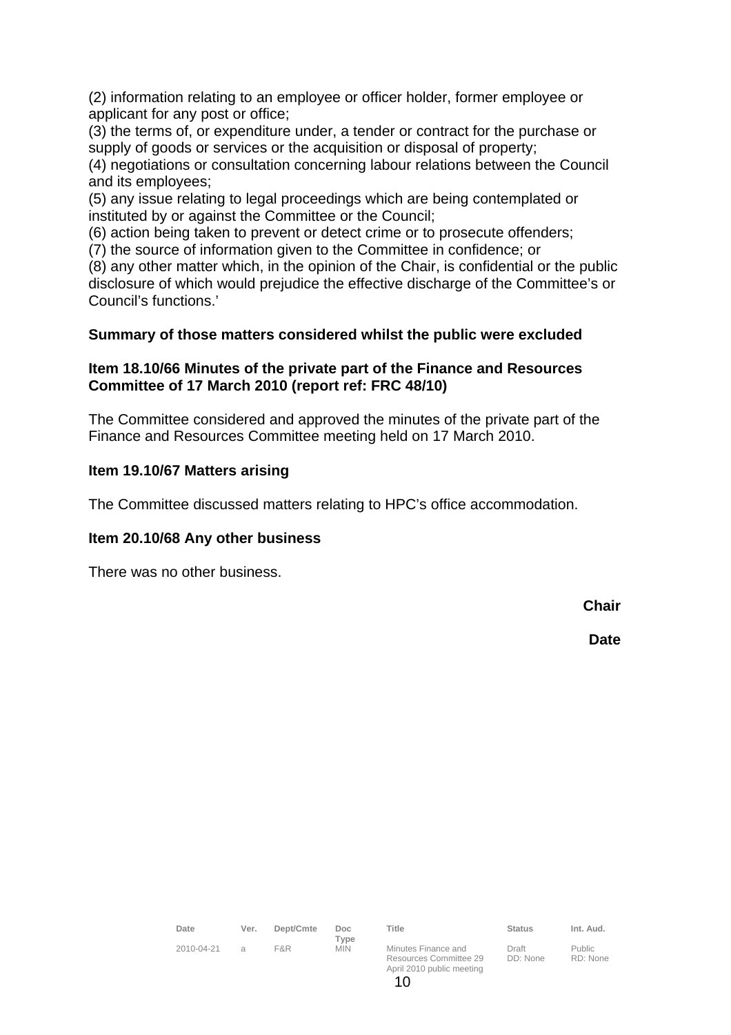(2) information relating to an employee or officer holder, former employee or applicant for any post or office;
(3) the terms of, or expenditure under, a tender or contract for the purchase or supply of goods or services or the acquisition or disposal of property;
(4) negotiations or consultation concerning labour relations between the Council and its employees;
(5) any issue relating to legal proceedings which are being contemplated or instituted by or against the Committee or the Council;
(6) action being taken to prevent or detect crime or to prosecute offenders;
(7) the source of information given to the Committee in confidence; or
(8) any other matter which, in the opinion of the Chair, is confidential or the public disclosure of which would prejudice the effective discharge of the Committee's or Council's functions.'

**Summary of those matters considered whilst the public were excluded**

**Item 18.10/66 Minutes of the private part of the Finance and Resources Committee of 17 March 2010 (report ref: FRC 48/10)**

The Committee considered and approved the minutes of the private part of the Finance and Resources Committee meeting held on 17 March 2010.

**Item 19.10/67 Matters arising**

The Committee discussed matters relating to HPC's office accommodation.

**Item 20.10/68 Any other business**

There was no other business.

**Chair**

**Date**